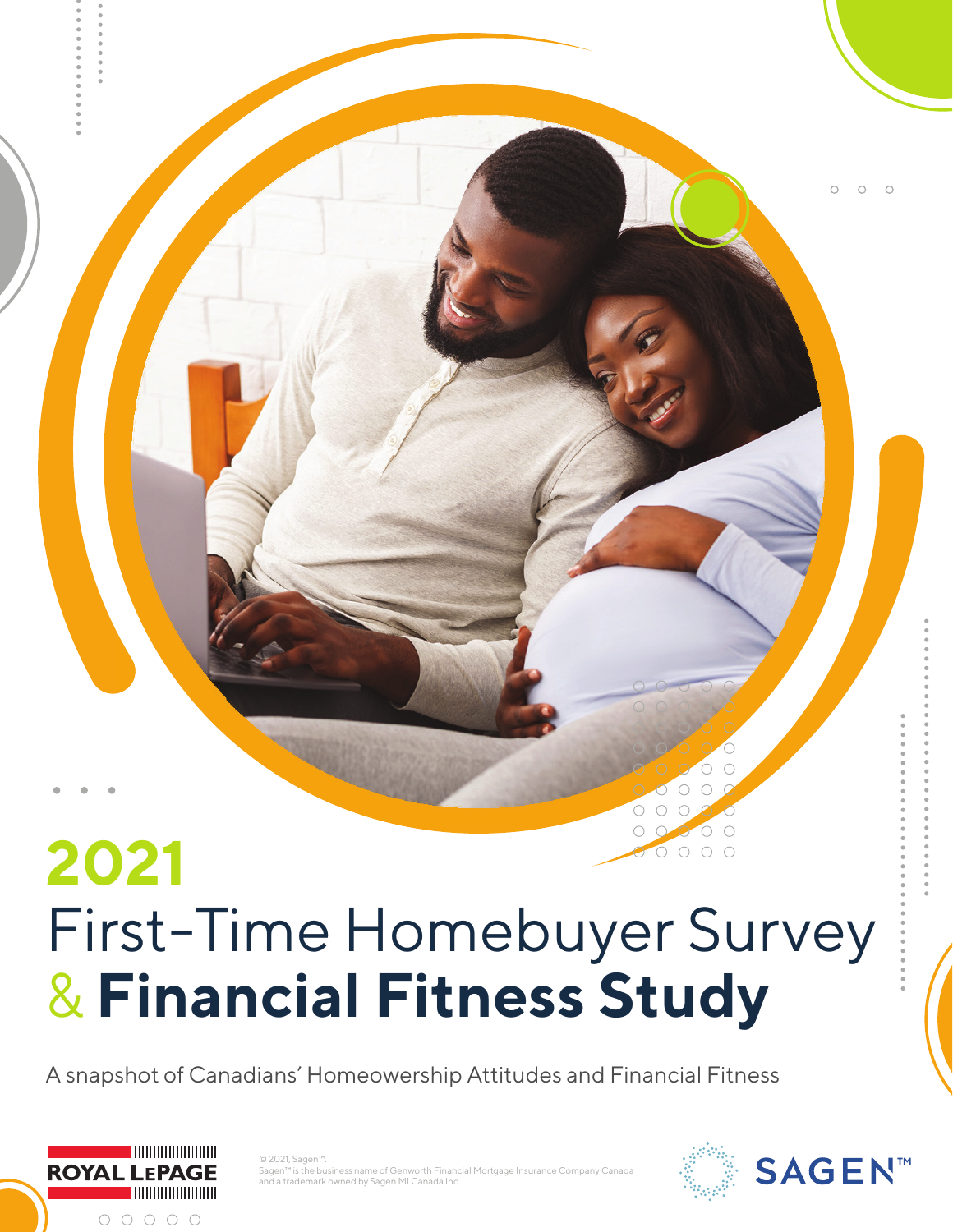# 2021 First-Time Homebuyer Survey & Financial Fitness Study

A snapshot of Canadians' Homeownership Attitudes and Financial Fitness

ROYAL LEPAGE

© 2021, Sagen™.
Sagen™ is the business name of Genworth Financial Mortgage Insurance Company Canada and a trademark owned by Sagen MI Canada Inc.

SAGEN™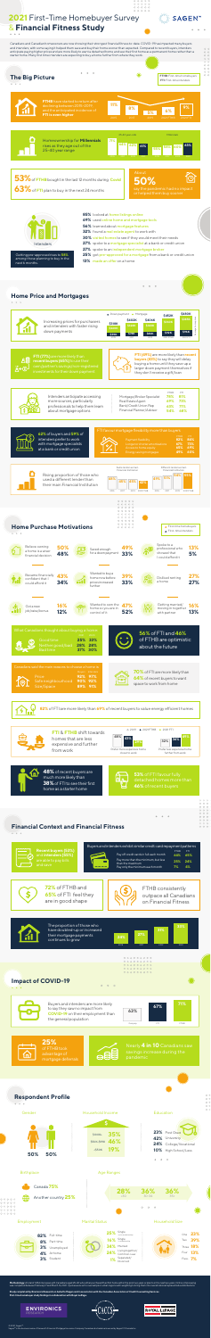# 2021 First-Time Homebuyer Survey & Financial Fitness Study

SAGEN™

Canadians and Canadian newcomers are now showing their strongest financial fitness in two years. COVID-19 has impacted many buyers and intenders, with some buying a house earlier than expected and others delaying their purchase. Compared to recent buyers, intenders anticipate paying higher prices and face more hurdles such as down payments and accumulating enough savings, and affordability remains a key barrier factor. Many first-time intenders are expecting to buy a home further from where they work.

## The Big Picture

FTHB = First-time homebuyers
FTI = First-time intenders

**FTHBs** have started to return after the inter-generational shift in 2020, and the anticipated number of **FTI is even higher**.

Homeownership for **Millennials** rises as they age out of the 25-30 year range

**53%** of FTHB bought in the last 12 months during **Covid**

**63%** of FTI plan to buy in the next 24 months

About **50%** say the pandemic had an impact on the decision to buy.

Intenders

Distinguish aggressively low to **38%** among those planning to buy in the next 6 months

- **85%** look at home listings online
- **69%** used online tools and mortgage tools
- **56%** learned about mortgage features
- **32%** found a real estate agent to work with
- **30%** visited homes to see if they would meet their needs
- **27%** spoke to a mortgage specialist at a bank or credit union
- **27%** spoke to an independent mortgage broker
- **25%** got pre-approved for a mortgage from a bank or credit union
- **13%** made an offer on a home

## Home Price and Mortgages

Increasing prices for purchasers and intenders with faster rising down payments

**FTI (79%)** are more likely than **recent buyers (69%)** to use their own/partner's savings from employment investments for their down payment

**FTI (49%)** are more likely than **recent buyers (43%)** to say they will delay buying a home until they save up a larger down payment themselves if they don't receive a gift/loan

Intenders anticipate accessing more sources, particularly professionals to help them learn about mortgage options

**62%** of buyers and **69%** of intenders prefer to work with mortgage specialists at a bank or credit union

| | FTHB | FTI |
|---|---|---|
| Mortgage Broker Specialist | 70% | 61% |
| Real Estate Agent | 65% | 70% |
| Bank or Credit Union Rep | 40% | 55% |
| Financial Planner/Advisor | 34% | 43% |

Rising proportion of those who used a different lender than their main financial institution

FTI desire mortgage flexibility more than buyers

| | FTHB | FTI |
|---|---|---|
| Payment flexibility | 60% | 69% |
| Longer or shorter amortizations | 45% | 70% |
| Seamless home purchase | 42% | 47% |
| Energy savings mortgage | 40% | 43% |

## Home Purchase Motivations

| | FTHB | FTI |
|---|---|---|
| Believe owning a home is a wise financial decision | 50% | 48% |
| Saved enough for a down payment | 49% | 33% |
| Spoke to a professional who stressed that I would afford | 13% | 5% |
| Became financially confident that I would manage it | 43% | 34% |
| Wanted to buy a home now before prices increased further | 39% | 33% |
| Dislike renting | 27% | 27% |
| Unusual job/situation | 16% | 12% |
| Wanted to own the home to provide comfort | 47% | 52% |
| Getting married, moving in together | 16% | 13% |

What Canadians thought about buying a home

| | FTHB | FTI |
|---|---|---|
| Good time | 25% | 33% |
| Neither good nor bad | 28% | 31% |
| Bad time | 37% | 30% |

**56%** of FTI and **46%** of FTHB are optimistic about the future

Canadians rate their motivations in a home differently

| | FTHB | FTI |
|---|---|---|
| Price | 92% | 97% |
| Safe neighbourhood | 90% | 92% |
| Size/layout | 91% | 90% |

**70%** of FTI are more likely than **64%** of recent buyers to want space to work from home

**60%** of FTI are more likely than **49%** of recent buyers to value energy efficient homes

FTI & FTHB shift towards homes that are less expensive and further from work

**48%** of recent buyers are much more likely than **38%** of FTIs to see their first home as a starter home

**53%** of FTI favour fully detached homes more than **46%** of recent buyers

## Financial Context and Financial Fitness

**Recent buyers (54%)** and **intenders (51%)** are able to pay bills and save

Buyers and intenders exhibit similar credit card repayment patterns

| | FTHB | FTI |
|---|---|---|
| Pay off credit card in full each month | 64% | 65% |
| Pay more than the minimum but less than the maximum | 25% | 24% |
| Pay only the minimum each month | 7% | 6% |

**72%** of FTHB and **65%** of FTI feel they are in good shape

FTHB consistently outperform all Canadians on Financial Fitness

The proportion of those who have stocked up or increased their mortgage payments continues to grow

## Impact of COVID-19

Buyers and intenders are more likely to say they are impacted from **COVID-19** on their employment than the general population

**25%** of FTHB took advantage of mortgage deferrals

Nearly **4 in 10** Canadians saw savings increase during the pandemic

## Respondent Profile

Gender: 50% / 50%

Household Income:
- Under $60K: 35%
- $60K-$99K: 46%
- $100K+: 19%

Education:
- 23% Post Grad
- 42% University
- 25% College/Vocational
- 10% High School/Less

Birthplace:
- Canada 75%
- Another country 25%

Age Ranges: 28%, 36%, 36%

Employment:
- 82% Full-time
- 8% Part-time
- 3% Unemployed
- 4% At home
- 3% Student

Marital Status:
- 26% Single
- 14% Married
- 36% Living together
- 10% Common Law
- 1% Widowed
- 1% Divorced

Household Size:
- One 23%
- Two 46%
- Three 18%
- Four 13%
- Five+ 7%

Methodology: The Sagen First-Time Homebuyer Survey and Financial Fitness Study is conducted annually. Data was collected online.

ENVIRONICS

ROYAL LEPAGE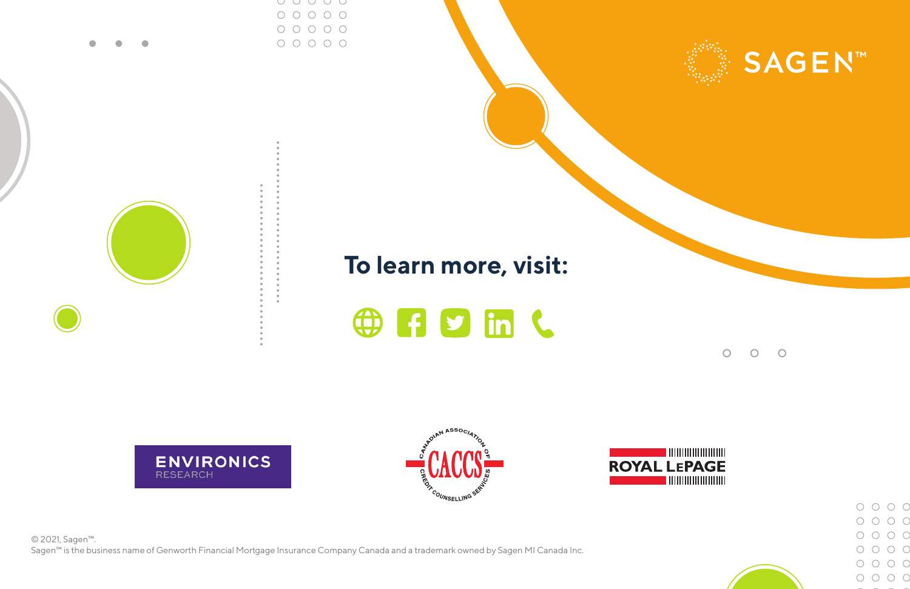SAGEN™

## To learn more, visit:

ENVIRONICS RESEARCH

CANADIAN ASSOCIATION OF CREDIT COUNSELLING SERVICES CACCS

ROYAL LEPAGE

© 2021, Sagen™.
Sagen™ is the business name of Genworth Financial Mortgage Insurance Company Canada and a trademark owned by Sagen MI Canada Inc.